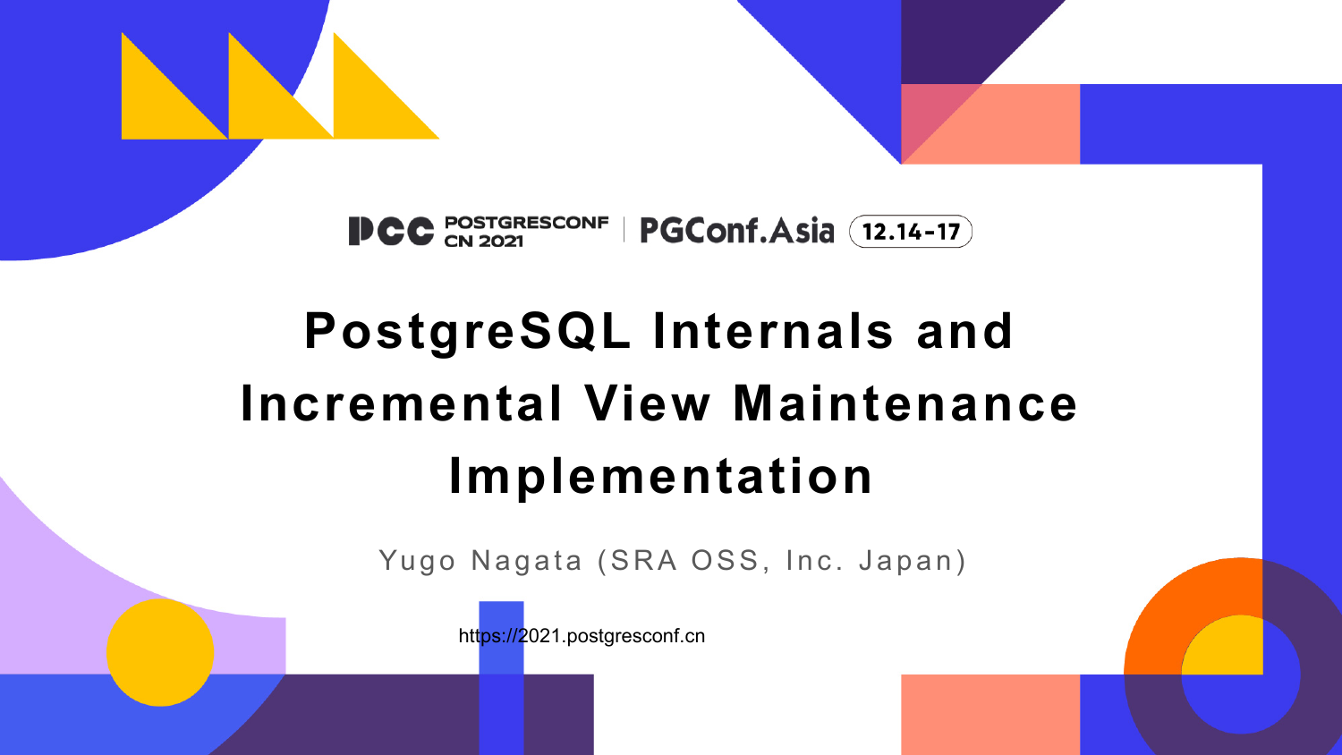PCC POSTGRESCONF CN 2021 | PGConf.Asia 12.14-17

# PostgreSQL Internals and Incremental View Maintenance Implementation

Yugo Nagata (SRA OSS, Inc. Japan)

https://2021.postgresconf.cn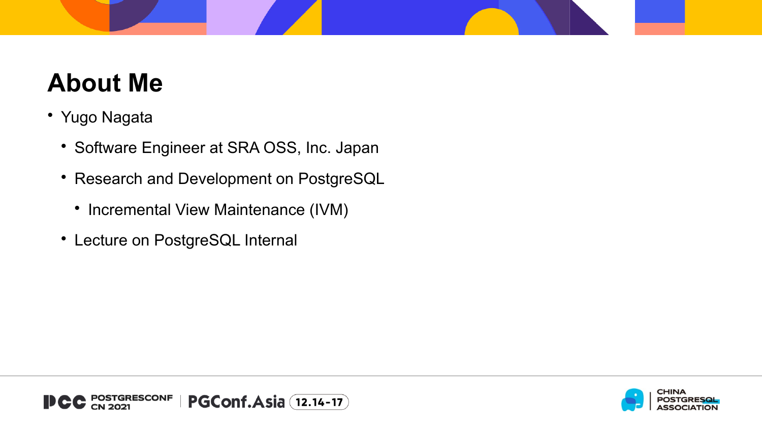# About Me

- Yugo Nagata
  - Software Engineer at SRA OSS, Inc. Japan
  - Research and Development on PostgreSQL
    - Incremental View Maintenance (IVM)
  - Lecture on PostgreSQL Internal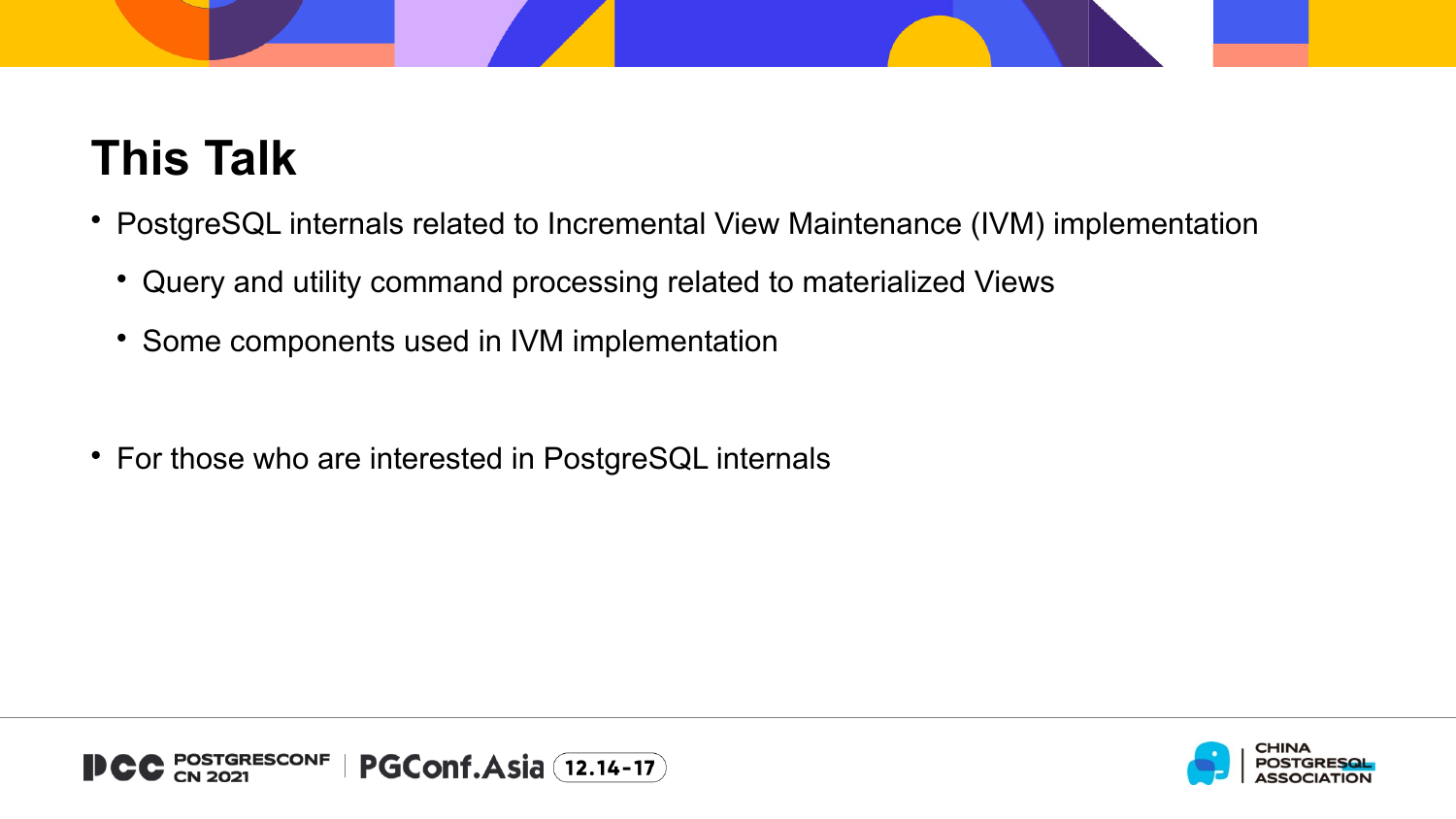# This Talk

- PostgreSQL internals related to Incremental View Maintenance (IVM) implementation
  - Query and utility command processing related to materialized Views
  - Some components used in IVM implementation

- For those who are interested in PostgreSQL internals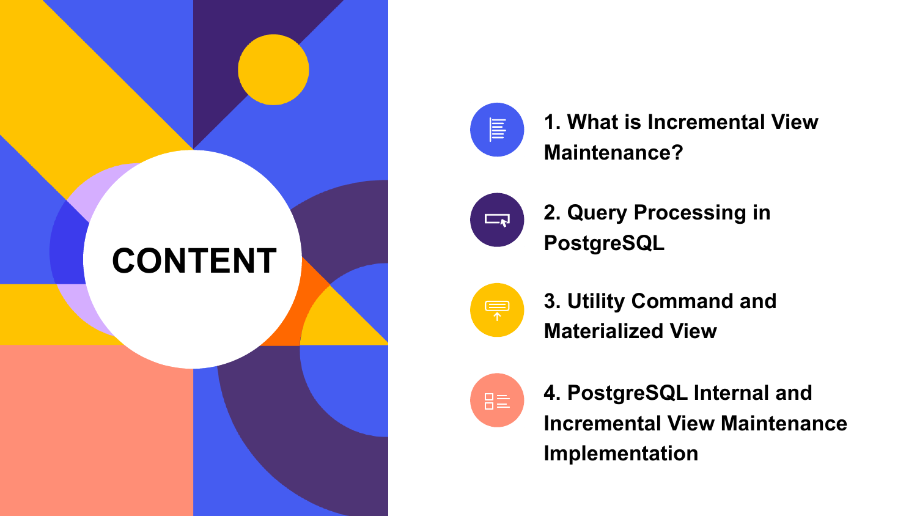# CONTENT

1. What is Incremental View Maintenance?
2. Query Processing in PostgreSQL
3. Utility Command and Materialized View
4. PostgreSQL Internal and Incremental View Maintenance Implementation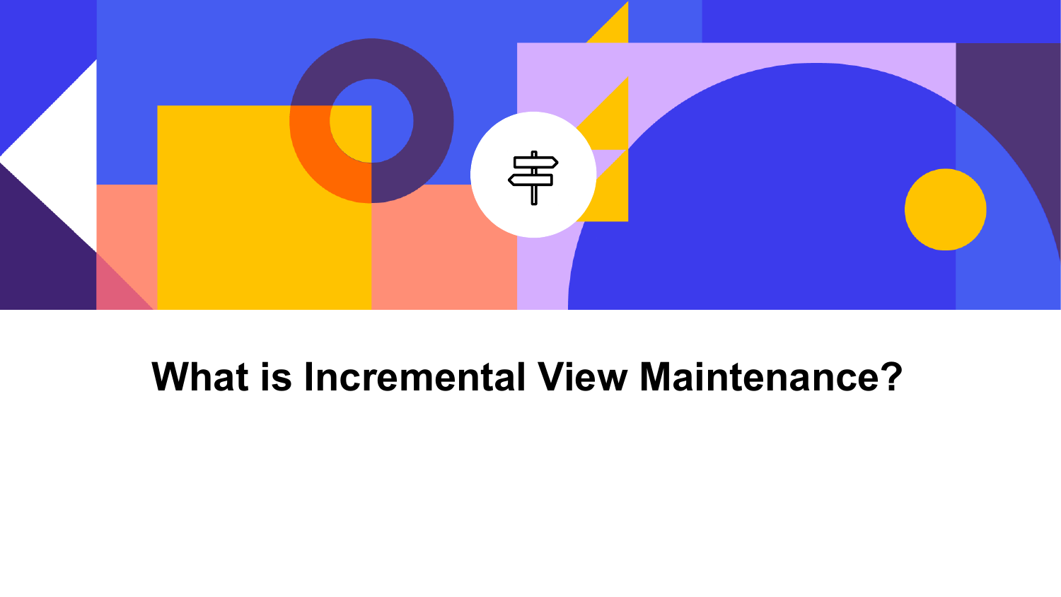# What is Incremental View Maintenance?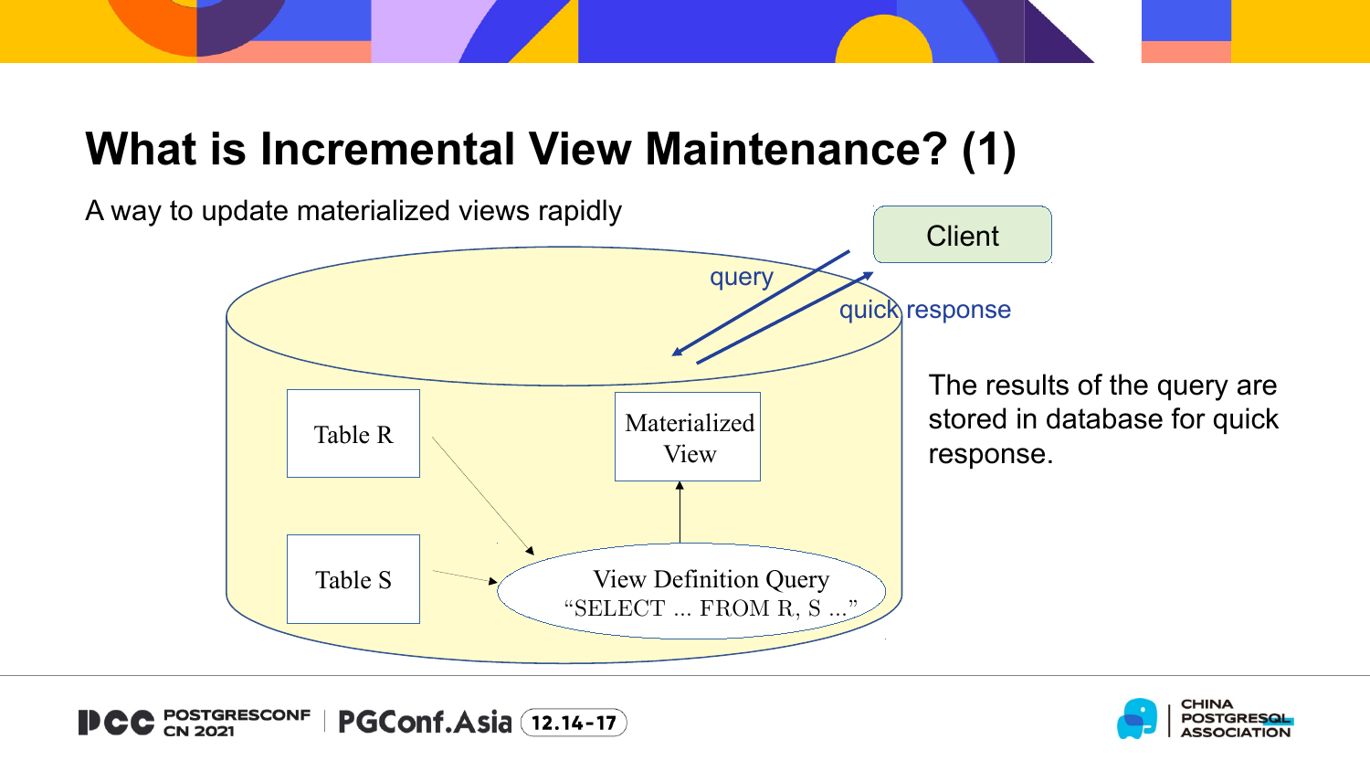# What is Incremental View Maintenance? (1)

A way to update materialized views rapidly

Client

query

quick response

Table R

Table S

Materialized View

View Definition Query
“SELECT ... FROM R, S ...”

The results of the query are stored in database for quick response.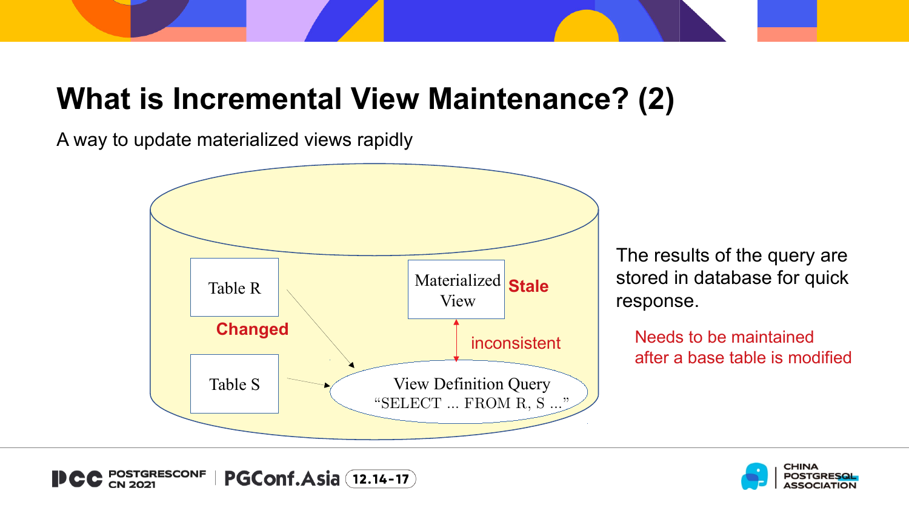# What is Incremental View Maintenance? (2)

A way to update materialized views rapidly

Table R

**Changed**

Table S

Materialized View **Stale**

inconsistent

View Definition Query
"SELECT ... FROM R, S ..."

The results of the query are stored in database for quick response.

Needs to be maintained after a base table is modified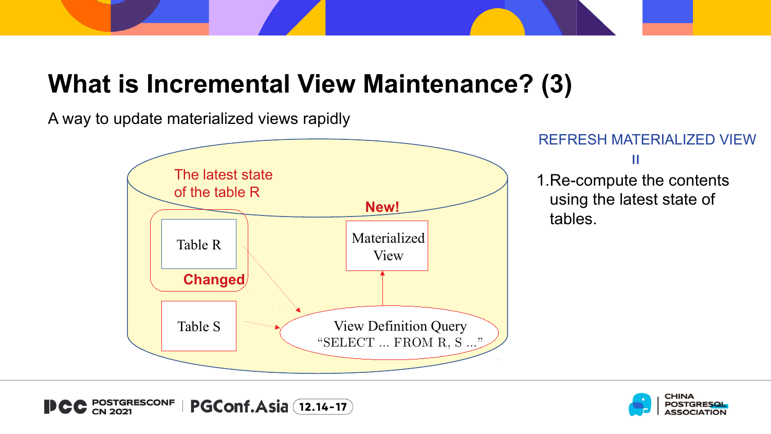# What is Incremental View Maintenance? (3)

A way to update materialized views rapidly

The latest state of the table R

New!

Table R

Materialized View

Changed

Table S

View Definition Query
"SELECT ... FROM R, S ..."

REFRESH MATERIALIZED VIEW

II

1. Re-compute the contents using the latest state of tables.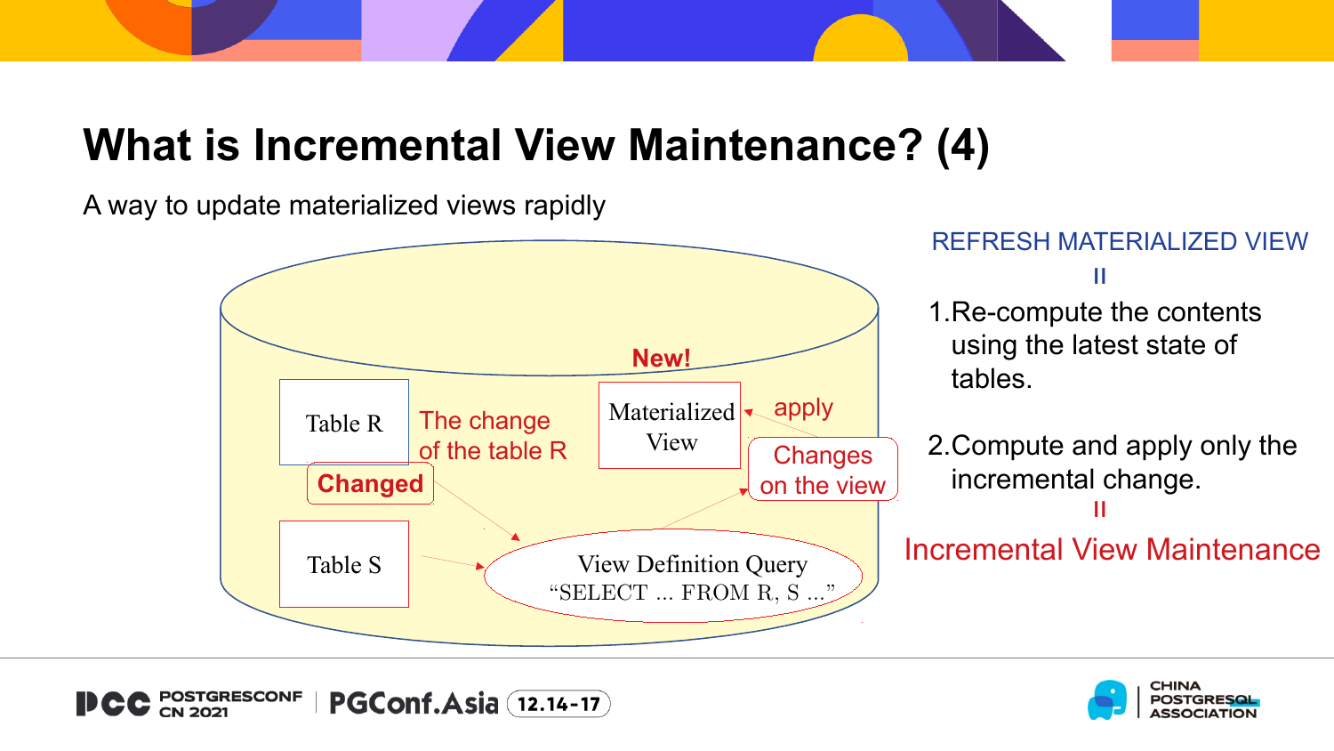# What is Incremental View Maintenance? (4)

A way to update materialized views rapidly

Table R

Changed

The change of the table R

Table S

New!

Materialized View

apply

Changes on the view

View Definition Query
"SELECT ... FROM R, S ..."

REFRESH MATERIALIZED VIEW

II

1. Re-compute the contents using the latest state of tables.

2. Compute and apply only the incremental change.

II

Incremental View Maintenance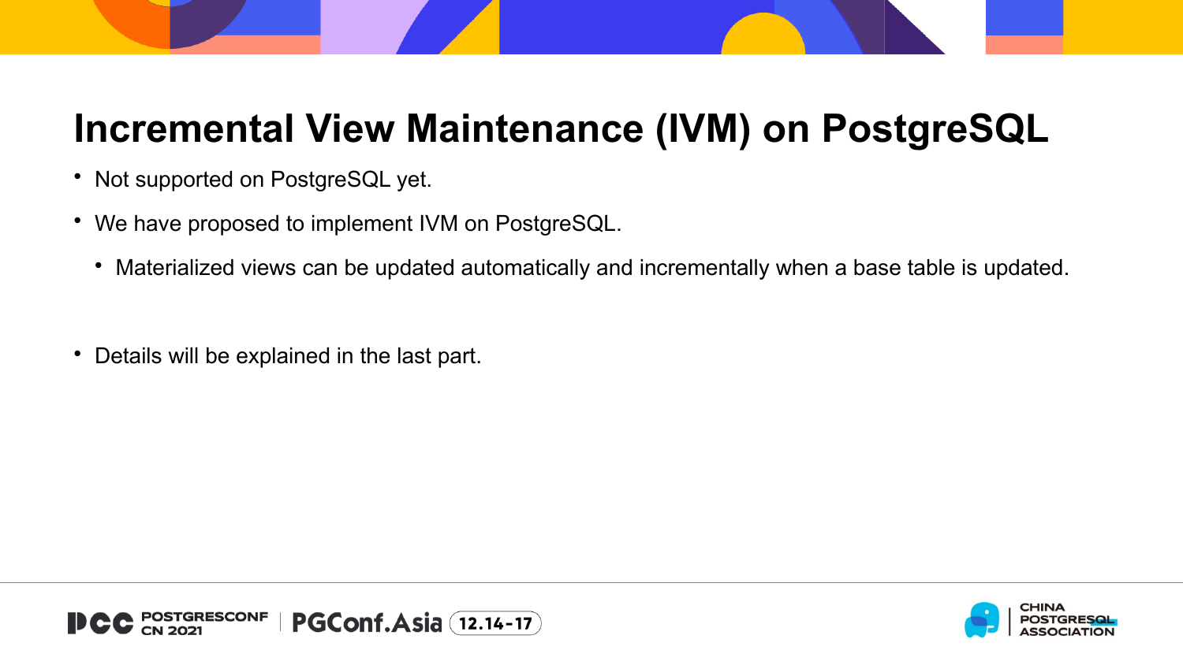# Incremental View Maintenance (IVM) on PostgreSQL

- Not supported on PostgreSQL yet.
- We have proposed to implement IVM on PostgreSQL.
  - Materialized views can be updated automatically and incrementally when a base table is updated.
- Details will be explained in the last part.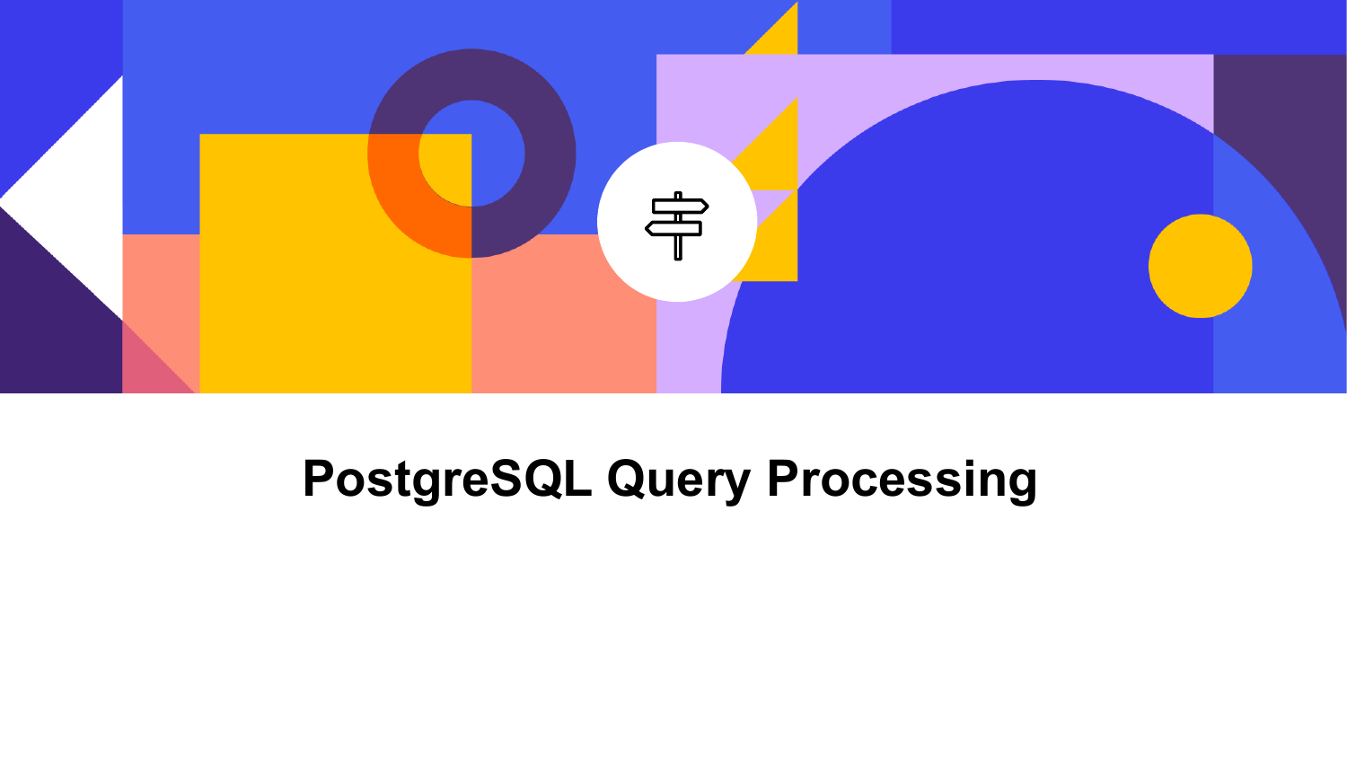# PostgreSQL Query Processing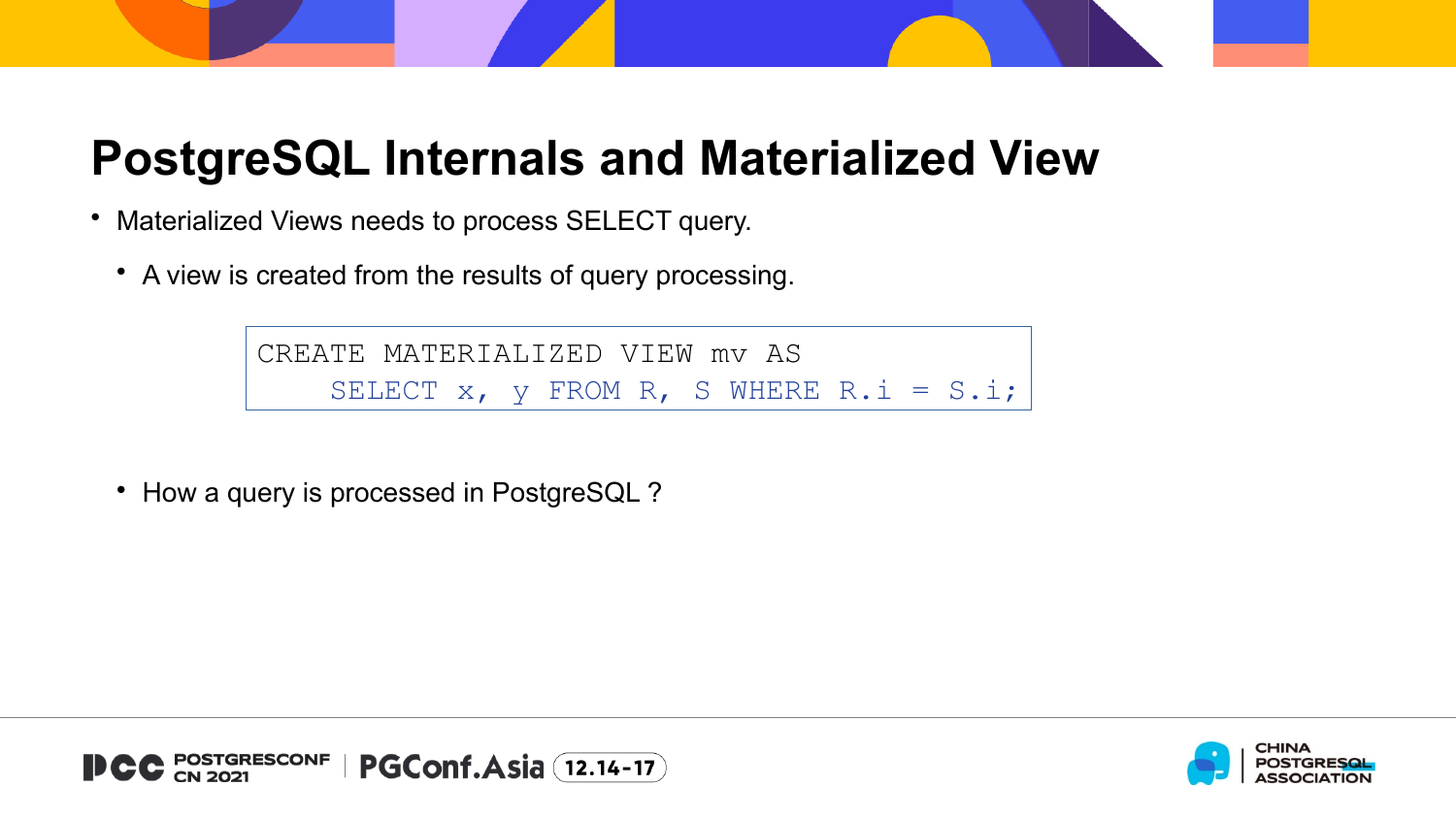# PostgreSQL Internals and Materialized View

- Materialized Views needs to process SELECT query.
  - A view is created from the results of query processing.

```
CREATE MATERIALIZED VIEW mv AS
    SELECT x, y FROM R, S WHERE R.i = S.i;
```

  - How a query is processed in PostgreSQL ?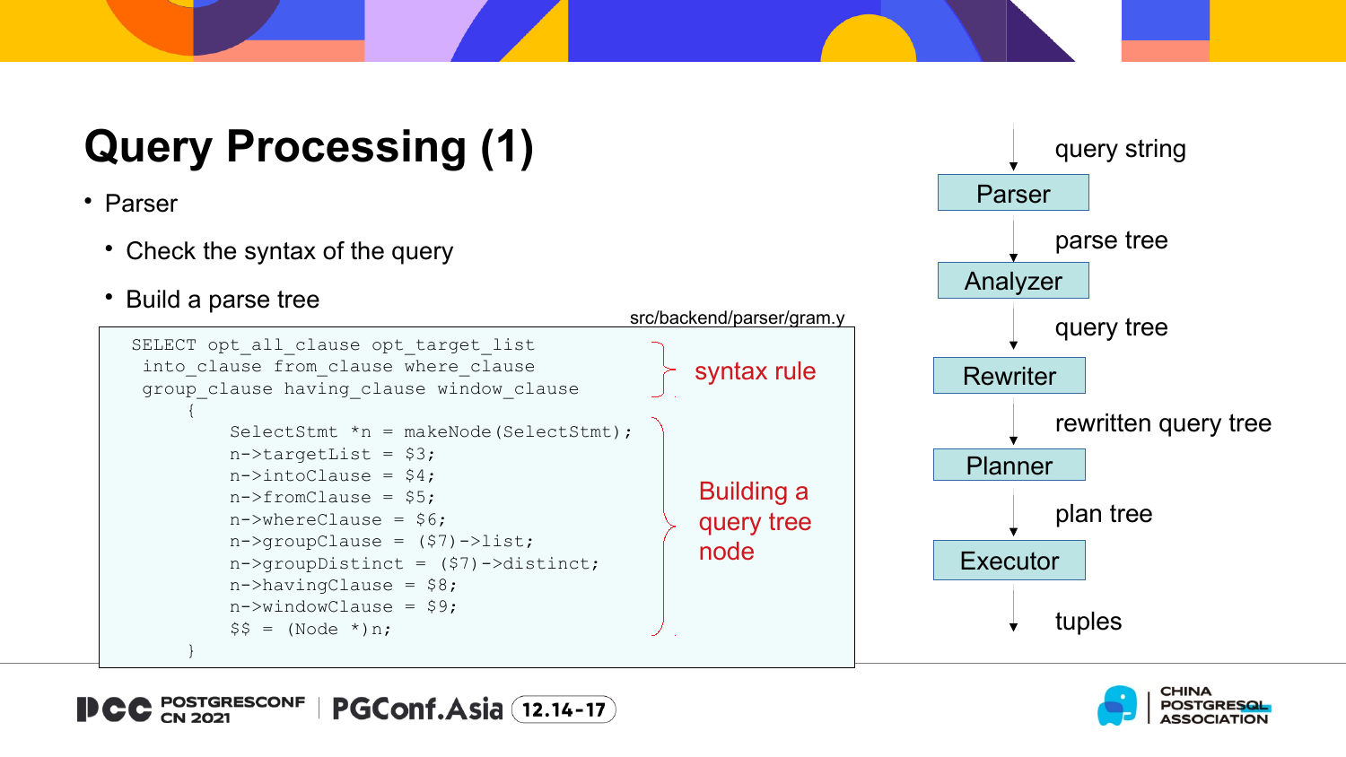# Query Processing (1)

- Parser
  - Check the syntax of the query
  - Build a parse tree

src/backend/parser/gram.y

```
SELECT opt_all_clause opt_target_list
 into_clause from_clause where_clause
 group_clause having_clause window_clause
     {
         SelectStmt *n = makeNode(SelectStmt);
         n->targetList = $3;
         n->intoClause = $4;
         n->fromClause = $5;
         n->whereClause = $6;
         n->groupClause = ($7)->list;
         n->groupDistinct = ($7)->distinct;
         n->havingClause = $8;
         n->windowClause = $9;
         $$ = (Node *)n;
     }
```

syntax rule

Building a query tree node

query string

Parser

parse tree

Analyzer

query tree

Rewriter

rewritten query tree

Planner

plan tree

Executor

tuples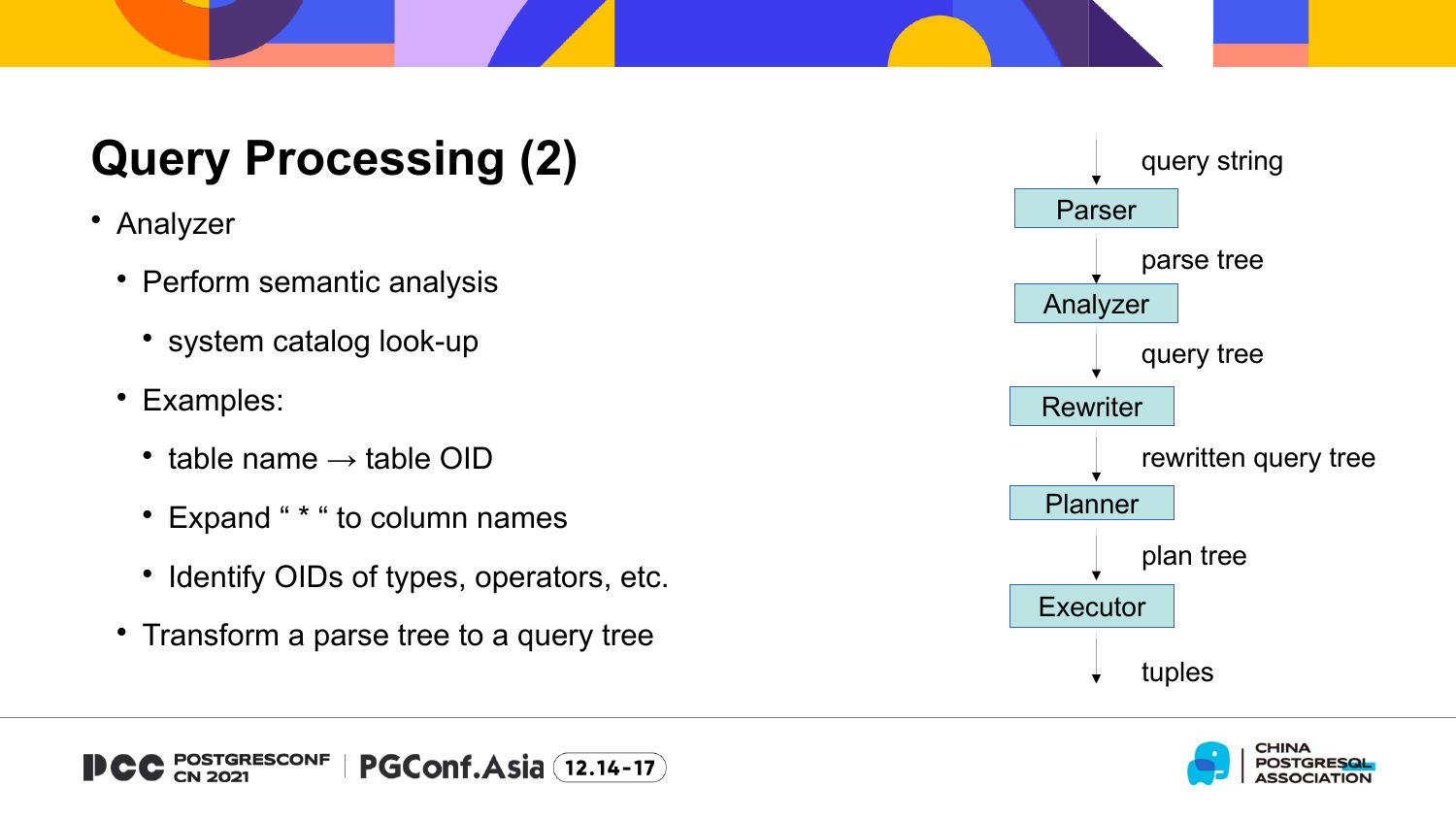# Query Processing (2)

- Analyzer
  - Perform semantic analysis
    - system catalog look-up
  - Examples:
    - table name → table OID
    - Expand " * " to column names
    - Identify OIDs of types, operators, etc.
  - Transform a parse tree to a query tree

query string
↓
Parser
↓ parse tree
Analyzer
↓ query tree
Rewriter
↓ rewritten query tree
Planner
↓ plan tree
Executor
↓ tuples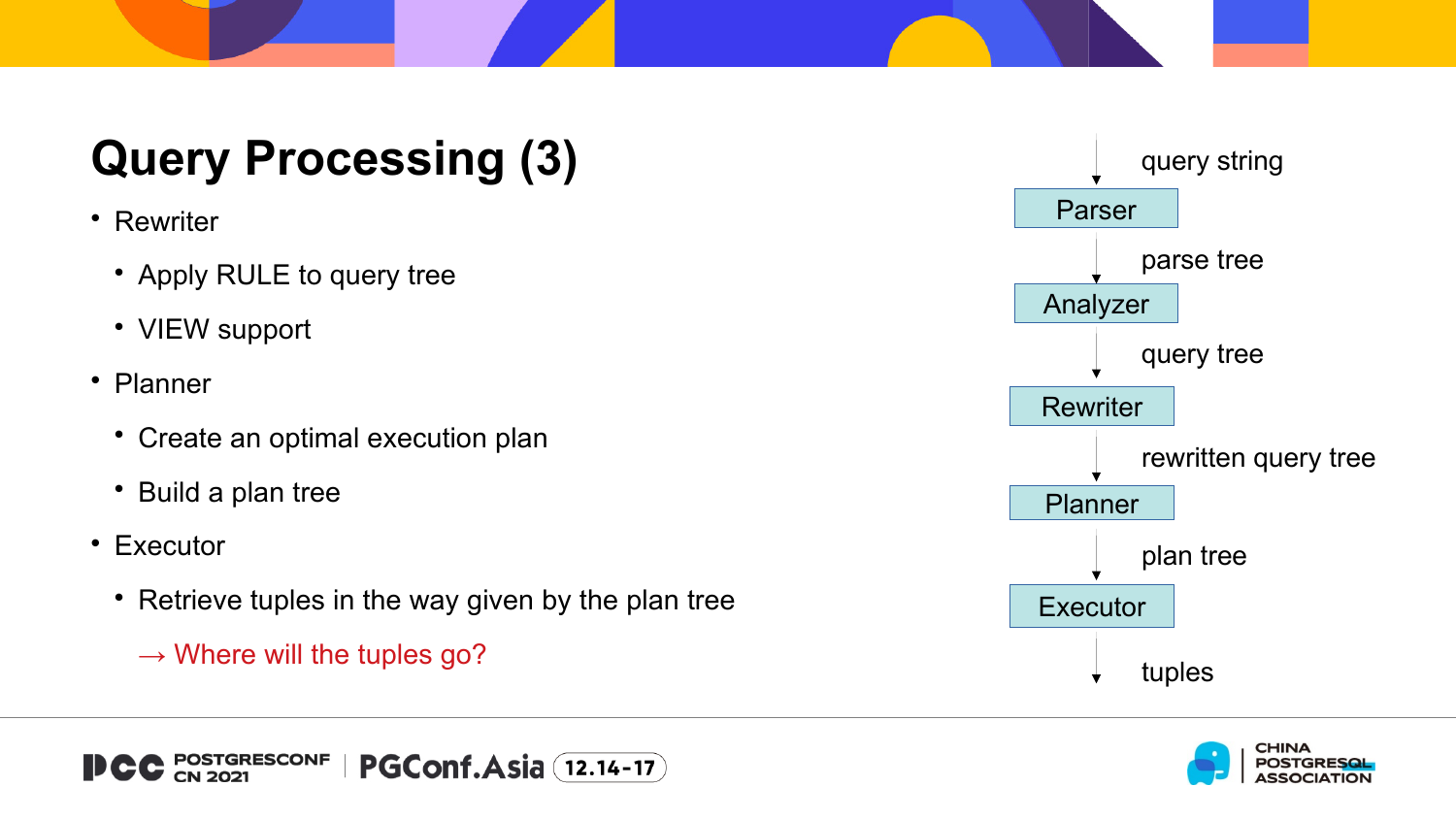# Query Processing (3)

- Rewriter
  - Apply RULE to query tree
  - VIEW support
- Planner
  - Create an optimal execution plan
  - Build a plan tree
- Executor
  - Retrieve tuples in the way given by the plan tree

  → Where will the tuples go?

query string

Parser

parse tree

Analyzer

query tree

Rewriter

rewritten query tree

Planner

plan tree

Executor

tuples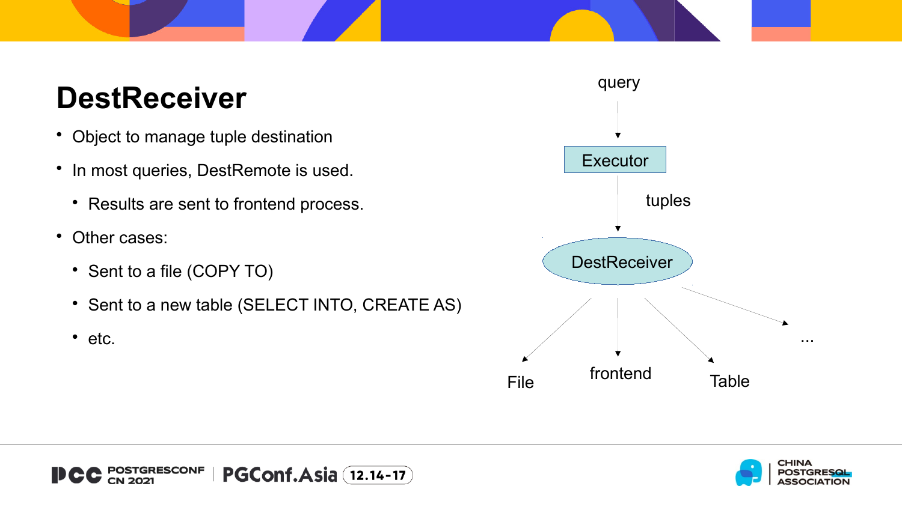# DestReceiver

- Object to manage tuple destination
- In most queries, DestRemote is used.
  - Results are sent to frontend process.
- Other cases:
  - Sent to a file (COPY TO)
  - Sent to a new table (SELECT INTO, CREATE AS)
  - etc.

query

Executor

tuples

DestReceiver

File

frontend

Table

...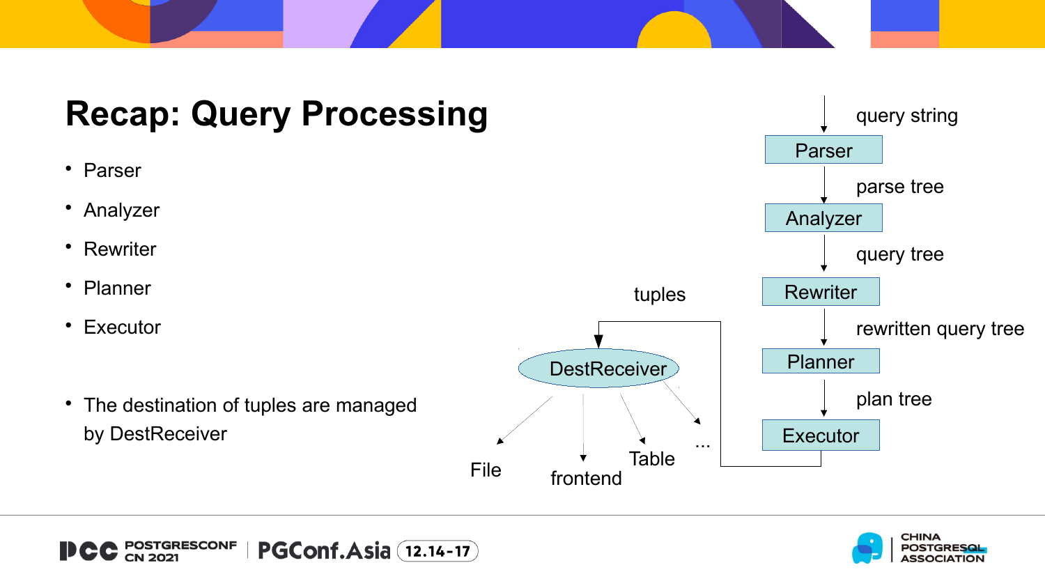# Recap: Query Processing

- Parser
- Analyzer
- Rewriter
- Planner
- Executor

- The destination of tuples are managed by DestReceiver

query string

Parser

parse tree

Analyzer

query tree

Rewriter

rewritten query tree

Planner

plan tree

Executor

tuples

DestReceiver

File

frontend

Table

...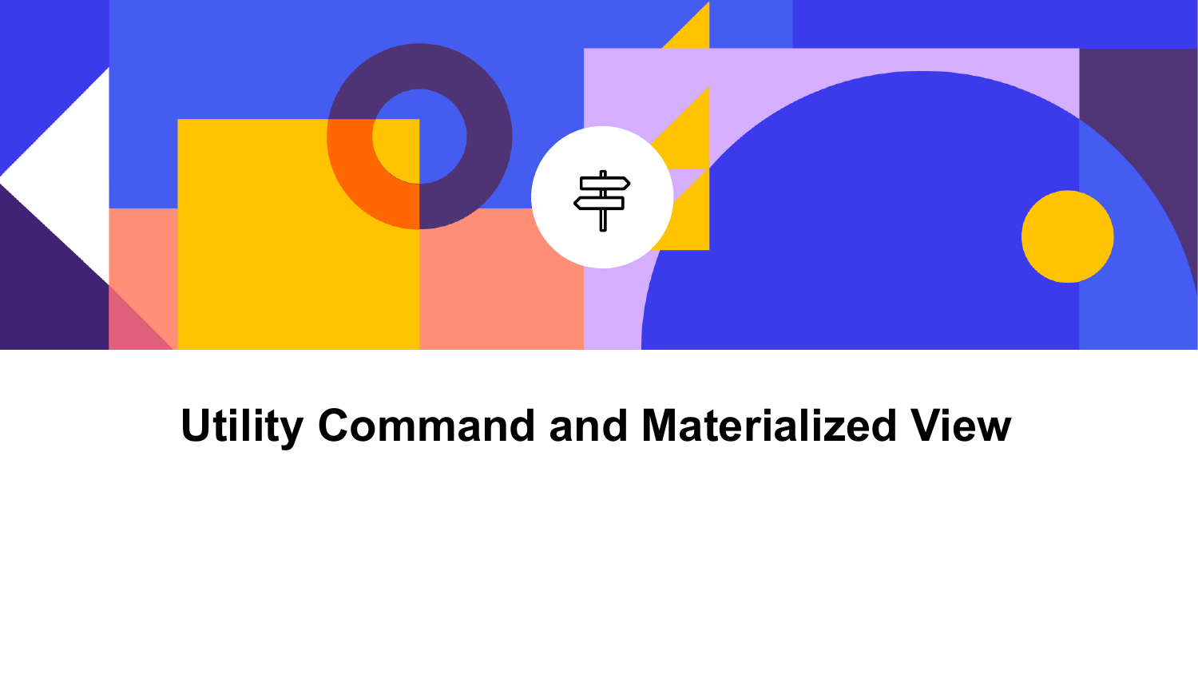# Utility Command and Materialized View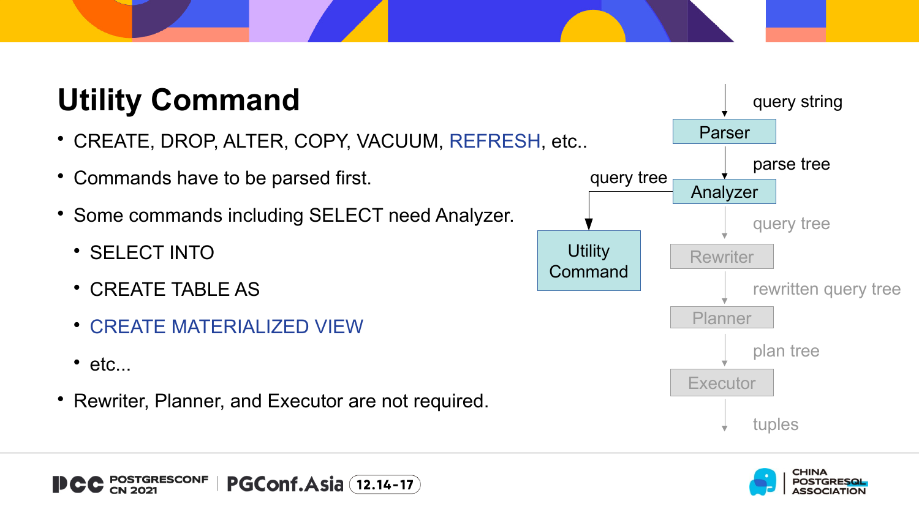# Utility Command

- CREATE, DROP, ALTER, COPY, VACUUM, REFRESH, etc..
- Commands have to be parsed first.
- Some commands including SELECT need Analyzer.
  - SELECT INTO
  - CREATE TABLE AS
  - CREATE MATERIALIZED VIEW
  - etc...
- Rewriter, Planner, and Executor are not required.

query string → Parser → parse tree → Analyzer → query tree → Rewriter → rewritten query tree → Planner → plan tree → Executor → tuples

Analyzer → query tree → Utility Command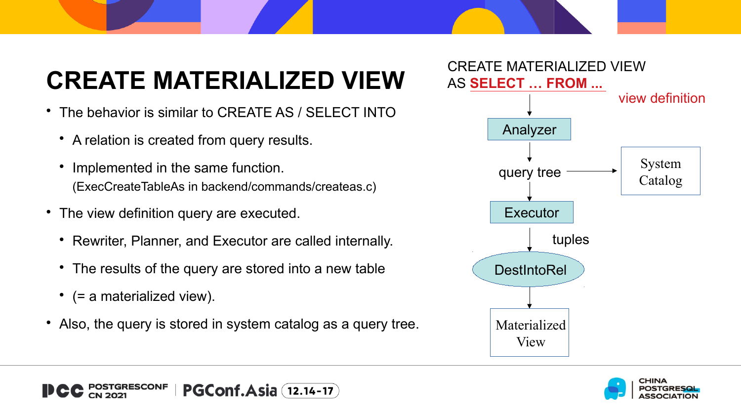# CREATE MATERIALIZED VIEW

- The behavior is similar to CREATE AS / SELECT INTO
  - A relation is created from query results.
  - Implemented in the same function.
    (ExecCreateTableAs in backend/commands/createas.c)
- The view definition query are executed.
  - Rewriter, Planner, and Executor are called internally.
  - The results of the query are stored into a new table
  - (= a materialized view).
- Also, the query is stored in system catalog as a query tree.

CREATE MATERIALIZED VIEW
AS **SELECT … FROM …**

view definition

Analyzer

query tree

System Catalog

Executor

tuples

DestIntoRel

Materialized View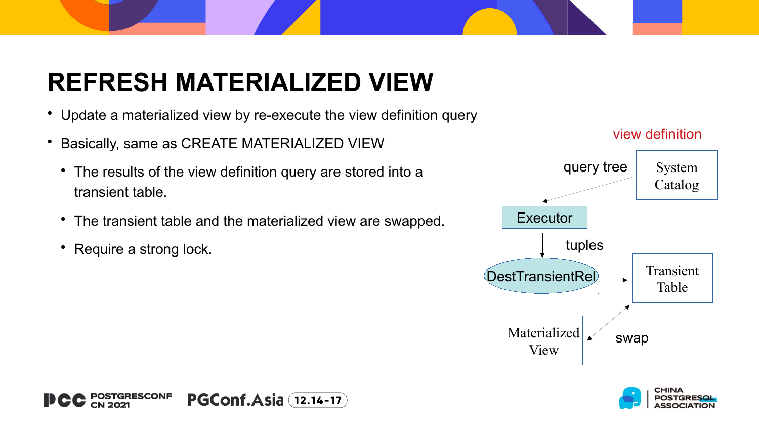# REFRESH MATERIALIZED VIEW

- Update a materialized view by re-execute the view definition query
- Basically, same as CREATE MATERIALIZED VIEW
  - The results of the view definition query are stored into a transient table.
  - The transient table and the materialized view are swapped.
  - Require a strong lock.

view definition

System Catalog

query tree

Executor

tuples

DestTransientRel

Transient Table

Materialized View

swap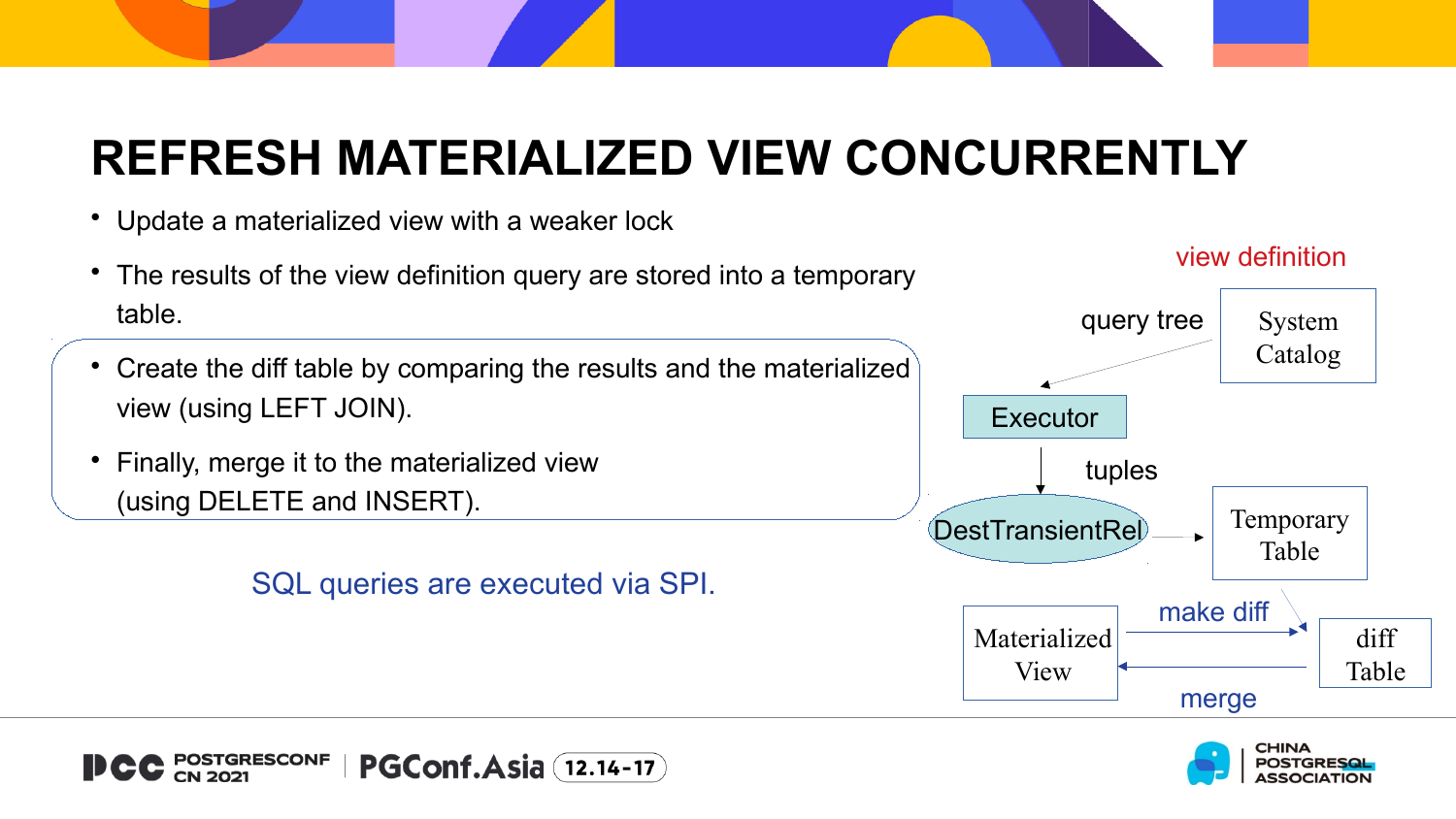# REFRESH MATERIALIZED VIEW CONCURRENTLY

- Update a materialized view with a weaker lock
- The results of the view definition query are stored into a temporary table.
- Create the diff table by comparing the results and the materialized view (using LEFT JOIN).
- Finally, merge it to the materialized view (using DELETE and INSERT).

SQL queries are executed via SPI.

view definition

query tree

System Catalog

Executor

tuples

DestTransientRel

Temporary Table

make diff

Materialized View

diff Table

merge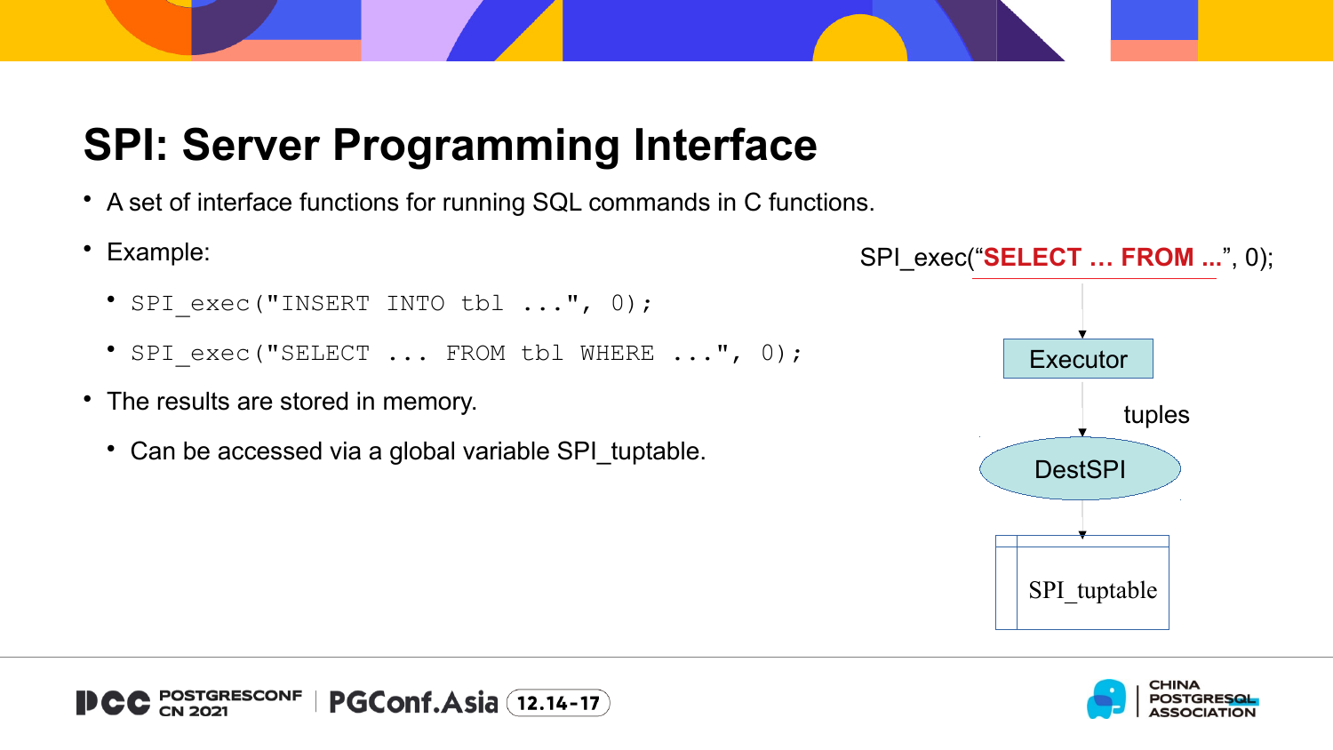# SPI: Server Programming Interface

- A set of interface functions for running SQL commands in C functions.
- Example:
  - `SPI_exec("INSERT INTO tbl ...", 0);`
  - `SPI_exec("SELECT ... FROM tbl WHERE ...", 0);`
- The results are stored in memory.
  - Can be accessed via a global variable SPI_tuptable.

SPI_exec("**SELECT … FROM ...**", 0);

Executor

tuples

DestSPI

SPI_tuptable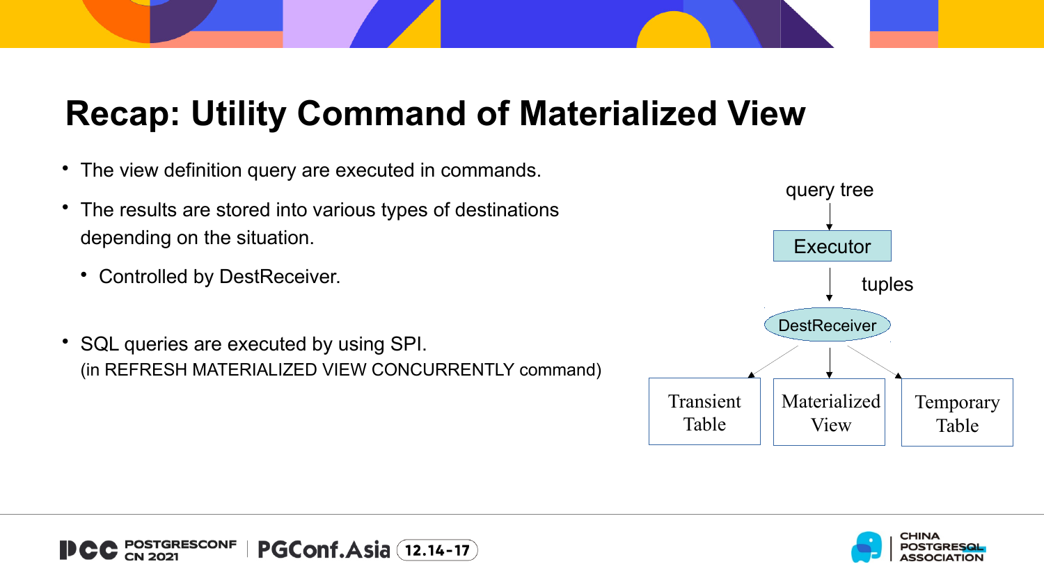# Recap: Utility Command of Materialized View

- The view definition query are executed in commands.
- The results are stored into various types of destinations depending on the situation.
  - Controlled by DestReceiver.
- SQL queries are executed by using SPI.
  (in REFRESH MATERIALIZED VIEW CONCURRENTLY command)

query tree

Executor

tuples

DestReceiver

Transient Table

Materialized View

Temporary Table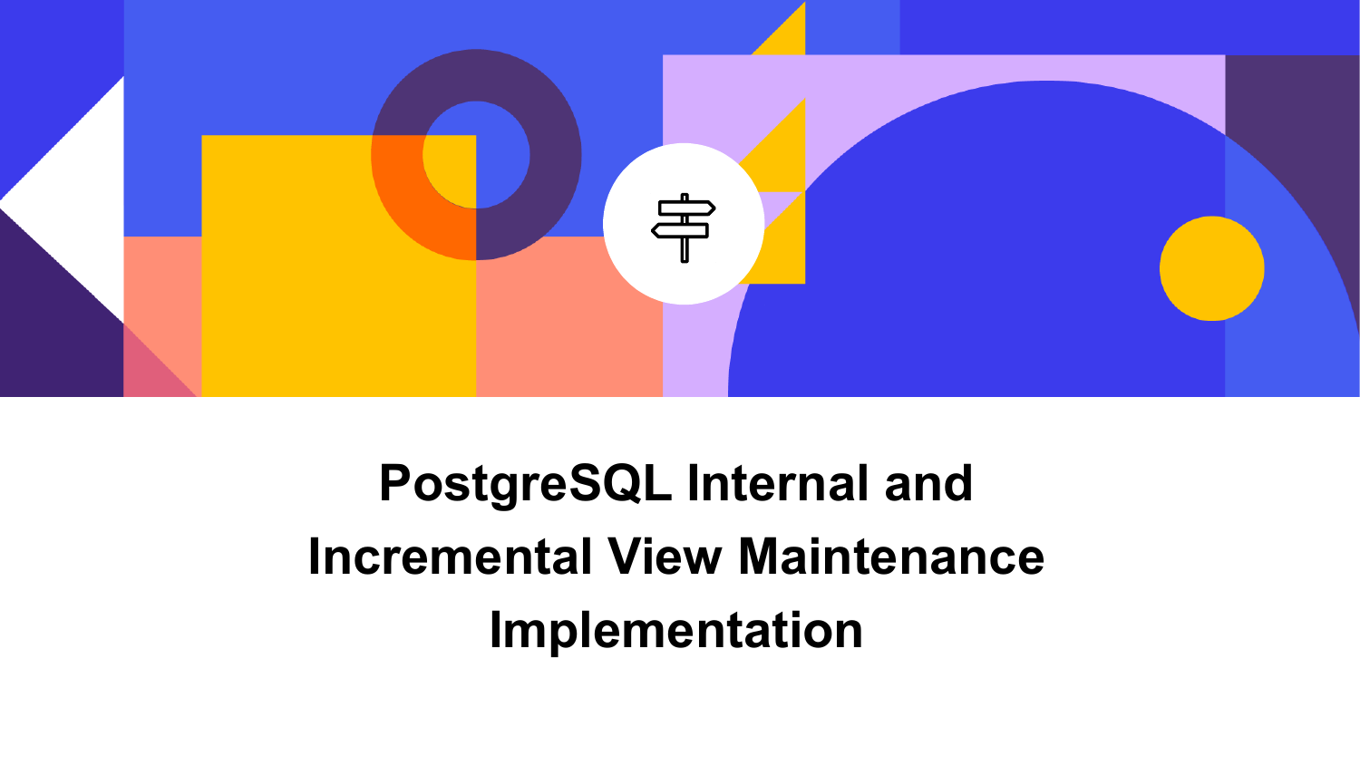# PostgreSQL Internal and Incremental View Maintenance Implementation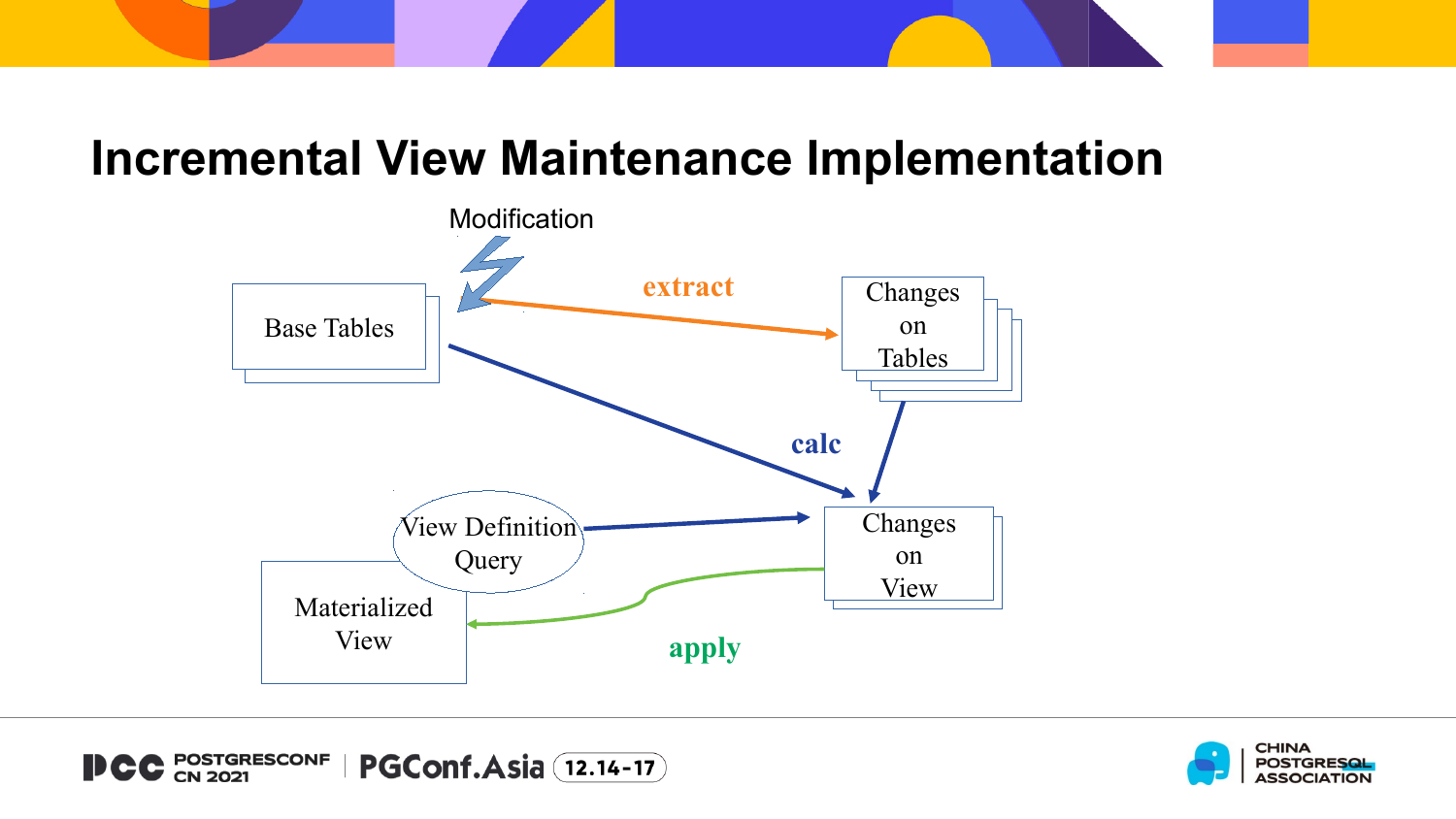# Incremental View Maintenance Implementation

Modification

Base Tables

extract

Changes on Tables

calc

View Definition Query

Changes on View

Materialized View

apply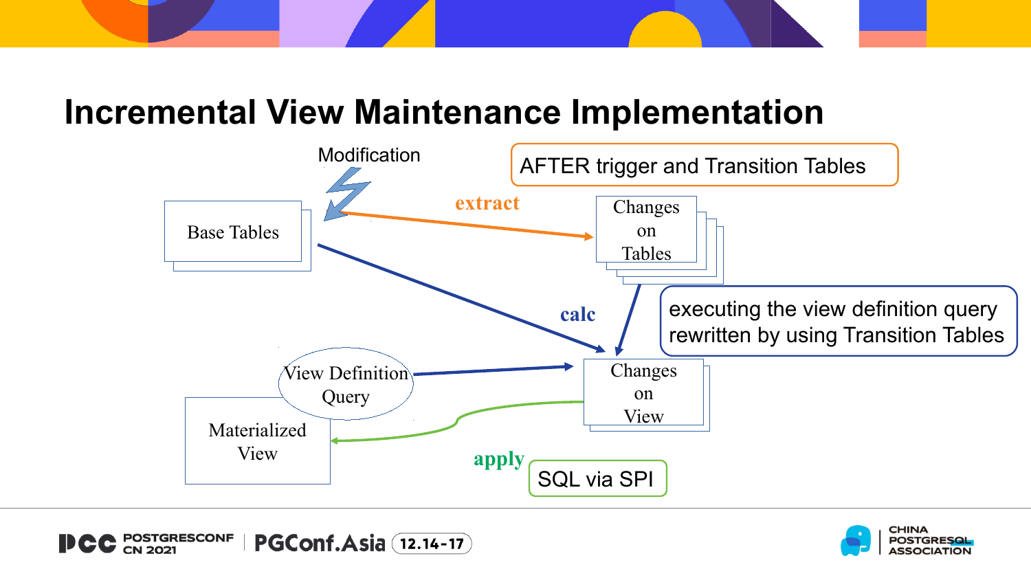# Incremental View Maintenance Implementation

Modification

AFTER trigger and Transition Tables

Base Tables

extract

Changes on Tables

calc

executing the view definition query rewritten by using Transition Tables

View Definition Query

Changes on View

Materialized View

apply

SQL via SPI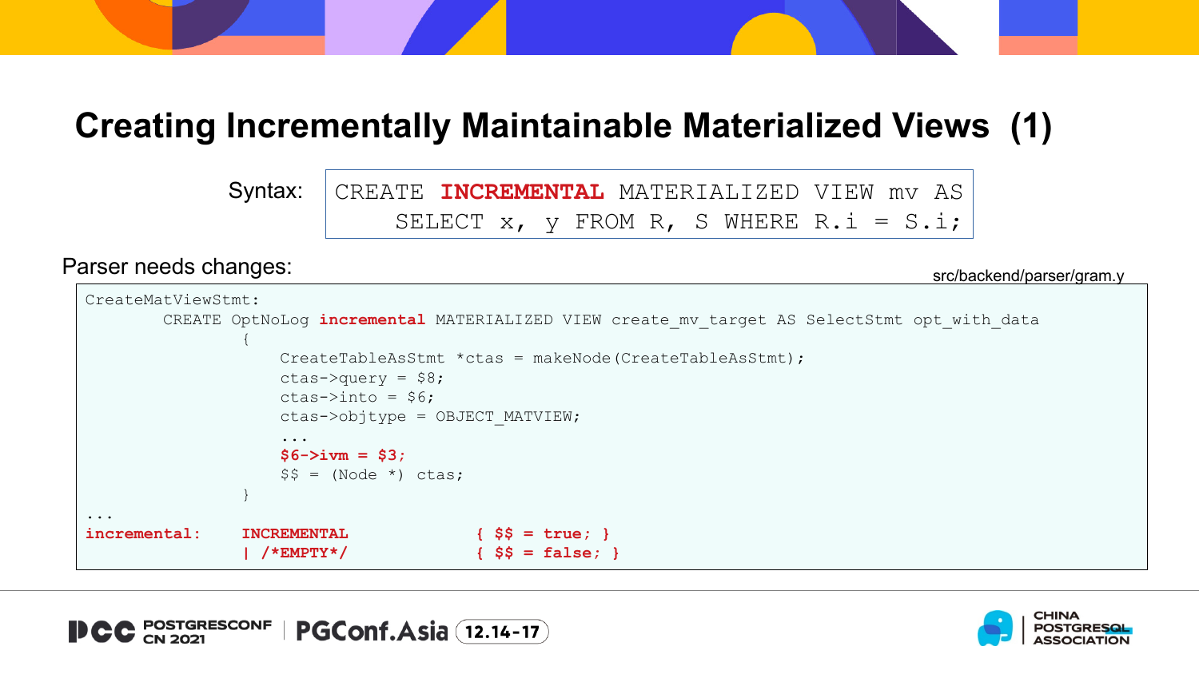# Creating Incrementally Maintainable Materialized Views (1)

Syntax:

```
CREATE INCREMENTAL MATERIALIZED VIEW mv AS
    SELECT x, y FROM R, S WHERE R.i = S.i;
```

Parser needs changes:

src/backend/parser/gram.y

```
CreateMatViewStmt:
        CREATE OptNoLog incremental MATERIALIZED VIEW create_mv_target AS SelectStmt opt_with_data
                {
                    CreateTableAsStmt *ctas = makeNode(CreateTableAsStmt);
                    ctas->query = $8;
                    ctas->into = $6;
                    ctas->objtype = OBJECT_MATVIEW;
                    ...
                    $6->ivm = $3;
                    $$ = (Node *) ctas;
                }
...
incremental:    INCREMENTAL             { $$ = true; }
                | /*EMPTY*/             { $$ = false; }
```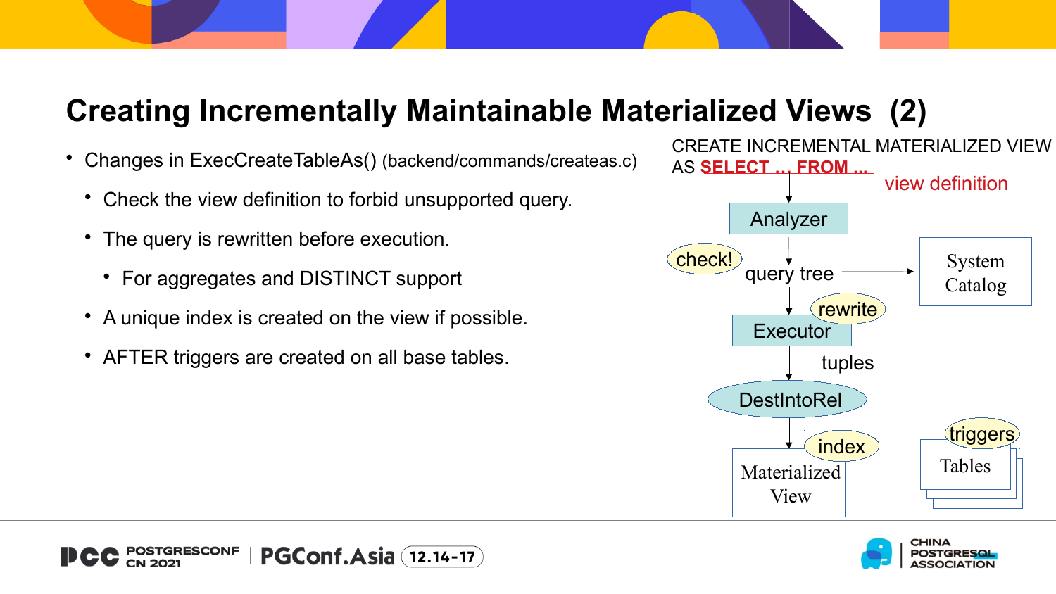# Creating Incrementally Maintainable Materialized Views (2)

- Changes in ExecCreateTableAs() (backend/commands/createas.c)
  - Check the view definition to forbid unsupported query.
  - The query is rewritten before execution.
    - For aggregates and DISTINCT support
  - A unique index is created on the view if possible.
  - AFTER triggers are created on all base tables.

CREATE INCREMENTAL MATERIALIZED VIEW
AS SELECT … FROM …

view definition

Analyzer

check!

query tree

System Catalog

rewrite

Executor

tuples

DestIntoRel

index

Materialized View

triggers

Tables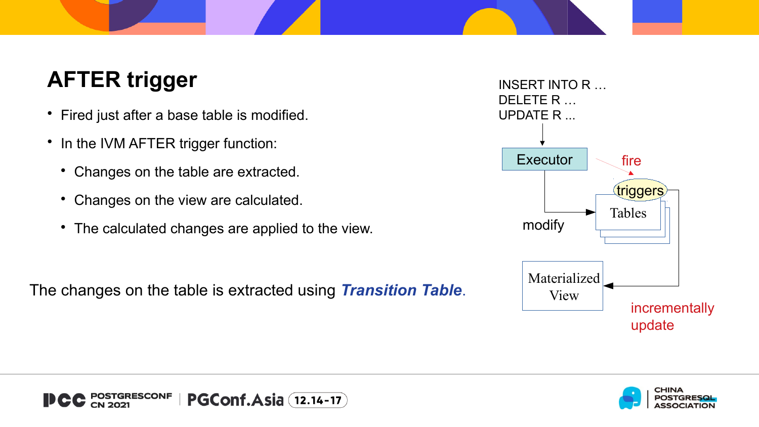# AFTER trigger

- Fired just after a base table is modified.
- In the IVM AFTER trigger function:
  - Changes on the table are extracted.
  - Changes on the view are calculated.
  - The calculated changes are applied to the view.

The changes on the table is extracted using ***Transition Table***.

INSERT INTO R …
DELETE R …
UPDATE R ...

Executor

fire

triggers

Tables

modify

Materialized View

incrementally update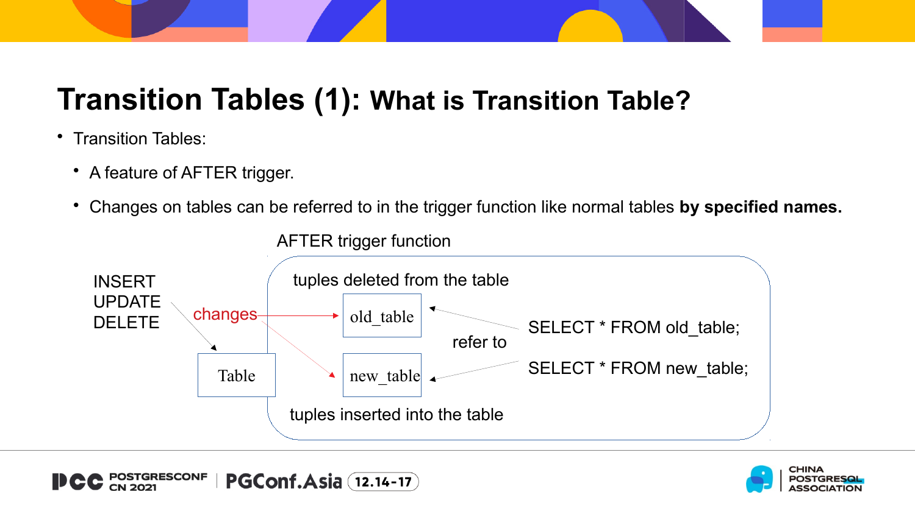# Transition Tables (1): What is Transition Table?

- Transition Tables:
  - A feature of AFTER trigger.
  - Changes on tables can be referred to in the trigger function like normal tables **by specified names.**

AFTER trigger function

INSERT
UPDATE
DELETE

changes

Table

tuples deleted from the table

old_table

new_table

tuples inserted into the table

refer to

SELECT * FROM old_table;

SELECT * FROM new_table;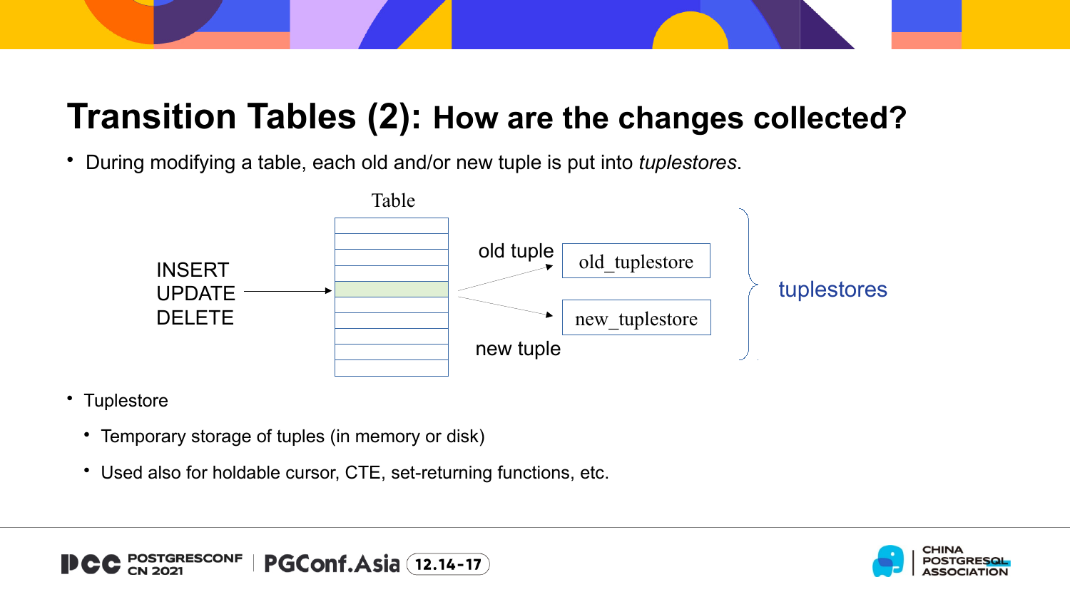# Transition Tables (2): How are the changes collected?

- During modifying a table, each old and/or new tuple is put into *tuplestores*.

Table

INSERT
UPDATE
DELETE

old tuple → old_tuplestore

new tuple → new_tuplestore

tuplestores

- Tuplestore
  - Temporary storage of tuples (in memory or disk)
  - Used also for holdable cursor, CTE, set-returning functions, etc.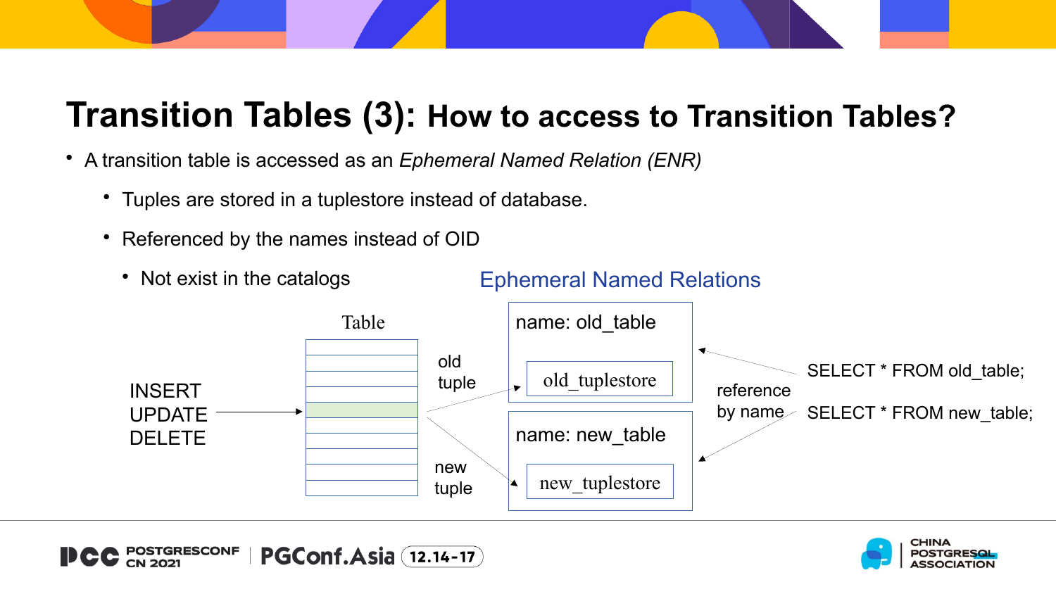# Transition Tables (3): How to access to Transition Tables?

- A transition table is accessed as an *Ephemeral Named Relation (ENR)*
  - Tuples are stored in a tuplestore instead of database.
  - Referenced by the names instead of OID
    - Not exist in the catalogs

Ephemeral Named Relations

Table

INSERT
UPDATE
DELETE

old tuple

new tuple

name: old_table

old_tuplestore

name: new_table

new_tuplestore

reference by name

SELECT * FROM old_table;

SELECT * FROM new_table;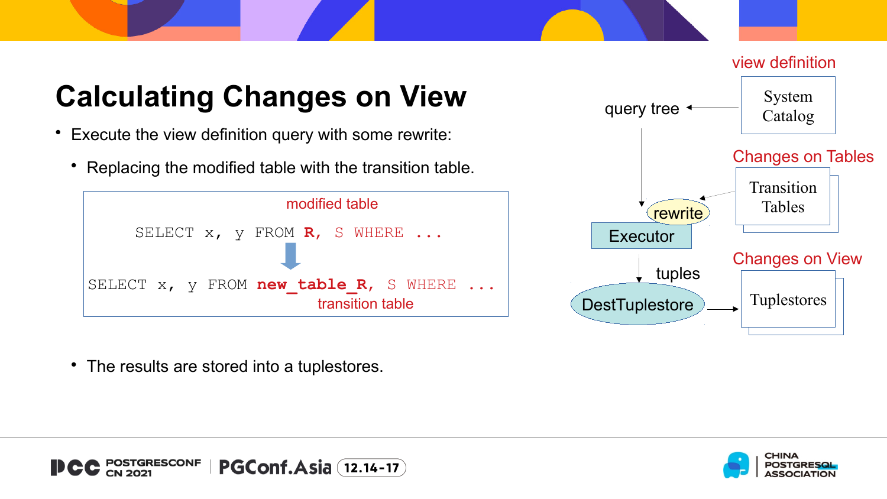# Calculating Changes on View

- Execute the view definition query with some rewrite:
  - Replacing the modified table with the transition table.

modified table

```
SELECT x, y FROM R, S WHERE ...
```

↓

```
SELECT x, y FROM new_table_R, S WHERE ...
```

transition table

- The results are stored into a tuplestores.

view definition

System Catalog → query tree → rewrite → Executor → tuples → DestTuplestore → Tuplestores

Changes on Tables: Transition Tables → rewrite

Changes on View: Tuplestores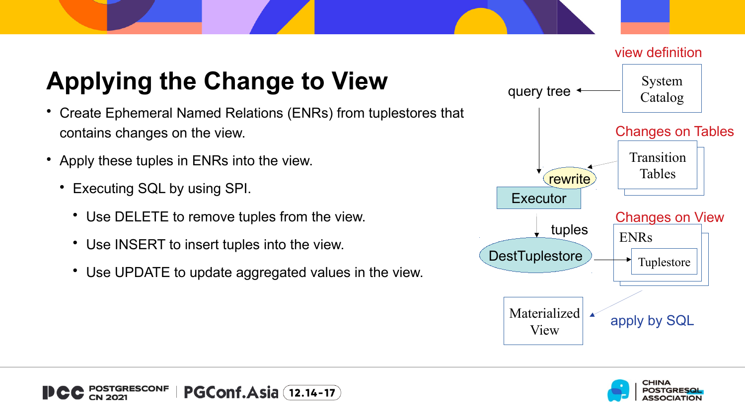# Applying the Change to View

- Create Ephemeral Named Relations (ENRs) from tuplestores that contains changes on the view.
- Apply these tuples in ENRs into the view.
  - Executing SQL by using SPI.
    - Use DELETE to remove tuples from the view.
    - Use INSERT to insert tuples into the view.
    - Use UPDATE to update aggregated values in the view.

view definition

System Catalog

query tree

Changes on Tables

Transition Tables

rewrite

Executor

tuples

DestTuplestore

Changes on View

ENRs

Tuplestore

Materialized View

apply by SQL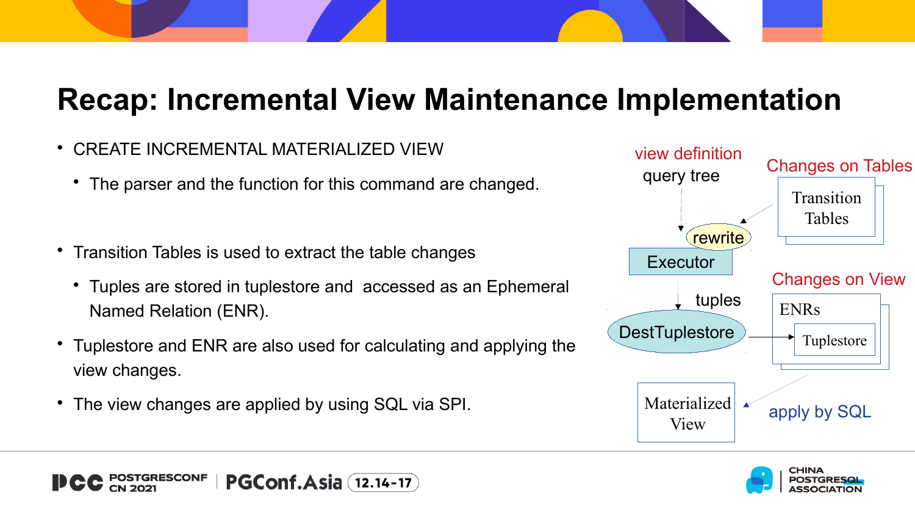# Recap: Incremental View Maintenance Implementation

- CREATE INCREMENTAL MATERIALIZED VIEW
  - The parser and the function for this command are changed.
- Transition Tables is used to extract the table changes
  - Tuples are stored in tuplestore and accessed as an Ephemeral Named Relation (ENR).
- Tuplestore and ENR are also used for calculating and applying the view changes.
- The view changes are applied by using SQL via SPI.

view definition
query tree

Changes on Tables
Transition Tables

rewrite

Executor

tuples

DestTuplestore

Changes on View
ENRs
Tuplestore

Materialized View

apply by SQL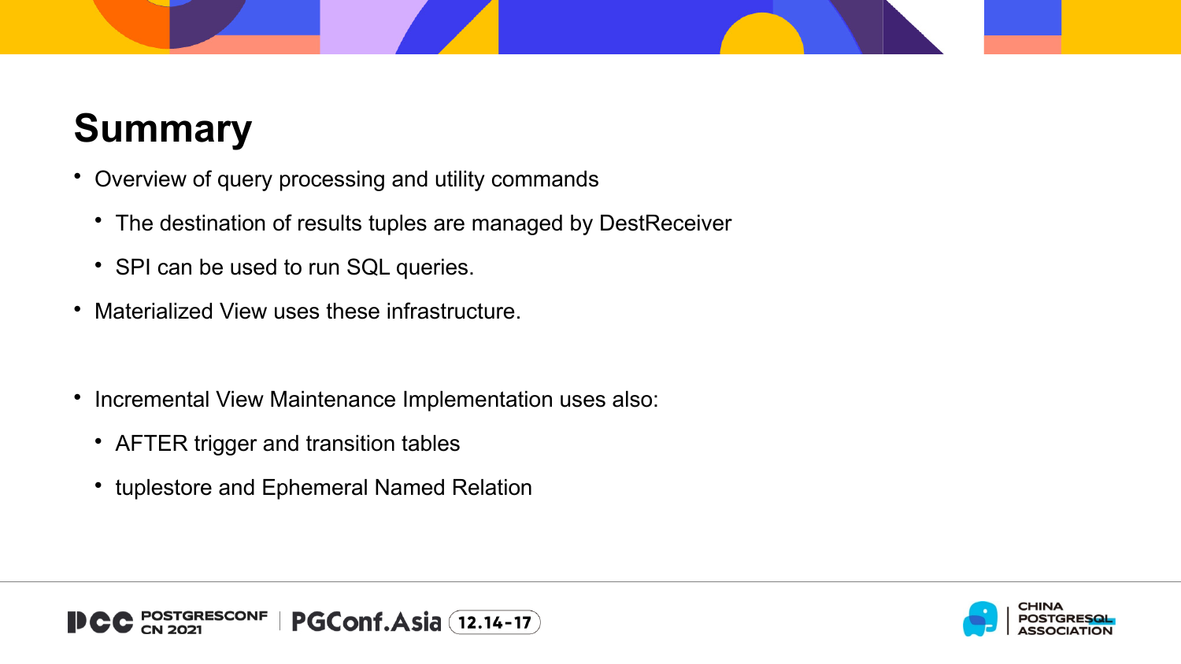# Summary

- Overview of query processing and utility commands
  - The destination of results tuples are managed by DestReceiver
  - SPI can be used to run SQL queries.
- Materialized View uses these infrastructure.

- Incremental View Maintenance Implementation uses also:
  - AFTER trigger and transition tables
  - tuplestore and Ephemeral Named Relation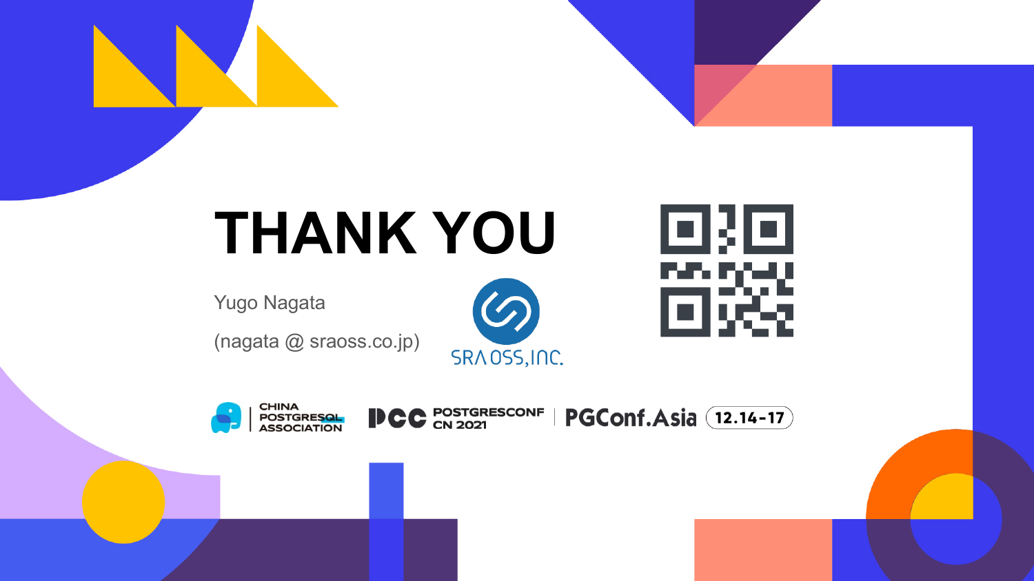# THANK YOU

Yugo Nagata

(nagata @ sraoss.co.jp)

SRA OSS, INC.

CHINA POSTGRESQL ASSOCIATION

PCC POSTGRESCONF CN 2021

PGConf.Asia 12.14-17